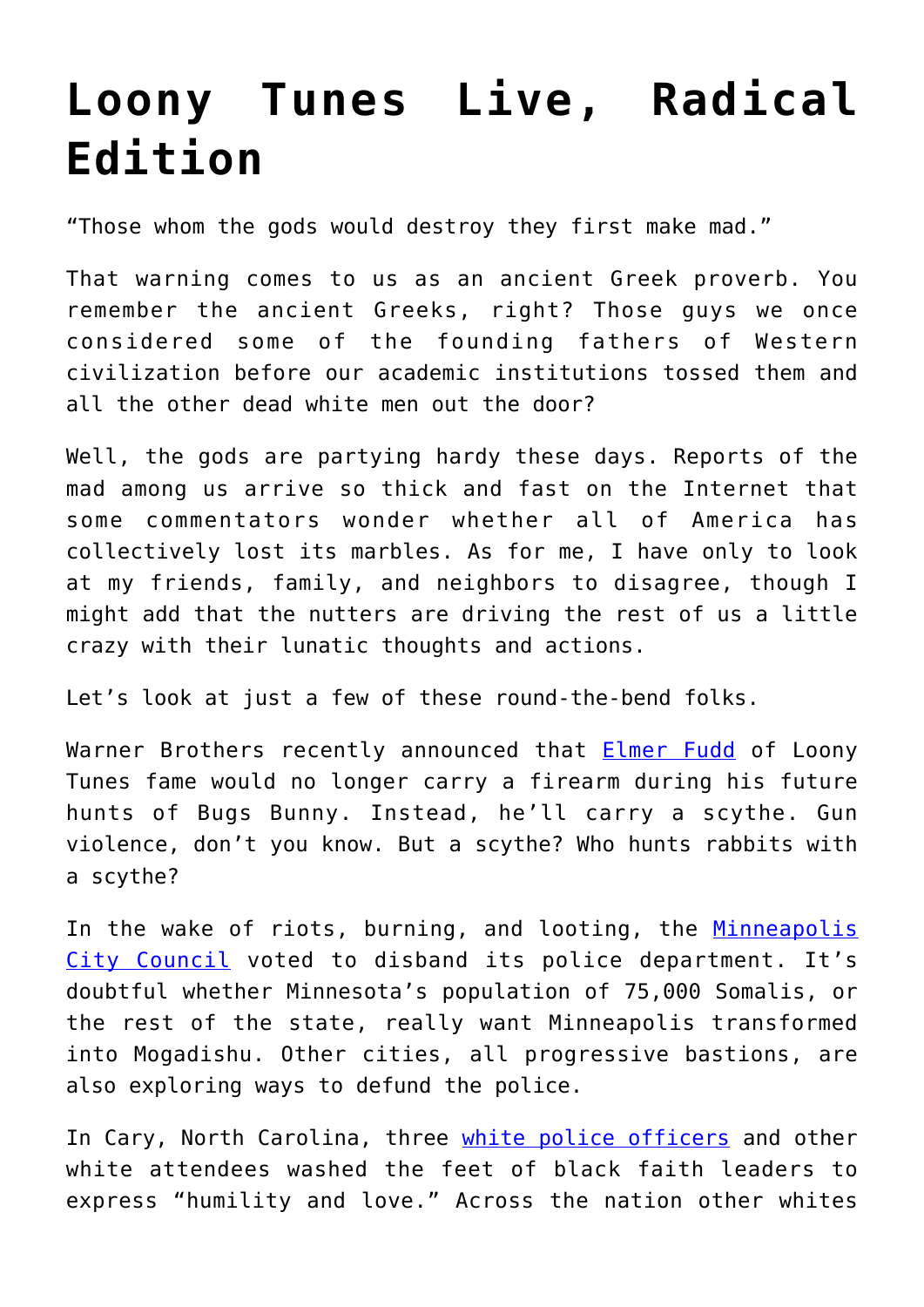# Loony Tunes Live, Radical Edition

"Those whom the gods would destroy they first make mad."

That warning comes to us as an ancient Greek proverb. You remember the ancient Greeks, right? Those guys we once considered some of the founding fathers of Western civilization before our academic institutions tossed them and all the other dead white men out the door?

Well, the gods are partying hardy these days. Reports of the mad among us arrive so thick and fast on the Internet that some commentators wonder whether all of America has collectively lost its marbles. As for me, I have only to look at my friends, family, and neighbors to disagree, though I might add that the nutters are driving the rest of us a little crazy with their lunatic thoughts and actions.

Let's look at just a few of these round-the-bend folks.

Warner Brothers recently announced that Elmer Fudd of Loony Tunes fame would no longer carry a firearm during his future hunts of Bugs Bunny. Instead, he'll carry a scythe. Gun violence, don't you know. But a scythe? Who hunts rabbits with a scythe?

In the wake of riots, burning, and looting, the Minneapolis City Council voted to disband its police department. It's doubtful whether Minnesota's population of 75,000 Somalis, or the rest of the state, really want Minneapolis transformed into Mogadishu. Other cities, all progressive bastions, are also exploring ways to defund the police.

In Cary, North Carolina, three white police officers and other white attendees washed the feet of black faith leaders to express "humility and love." Across the nation other whites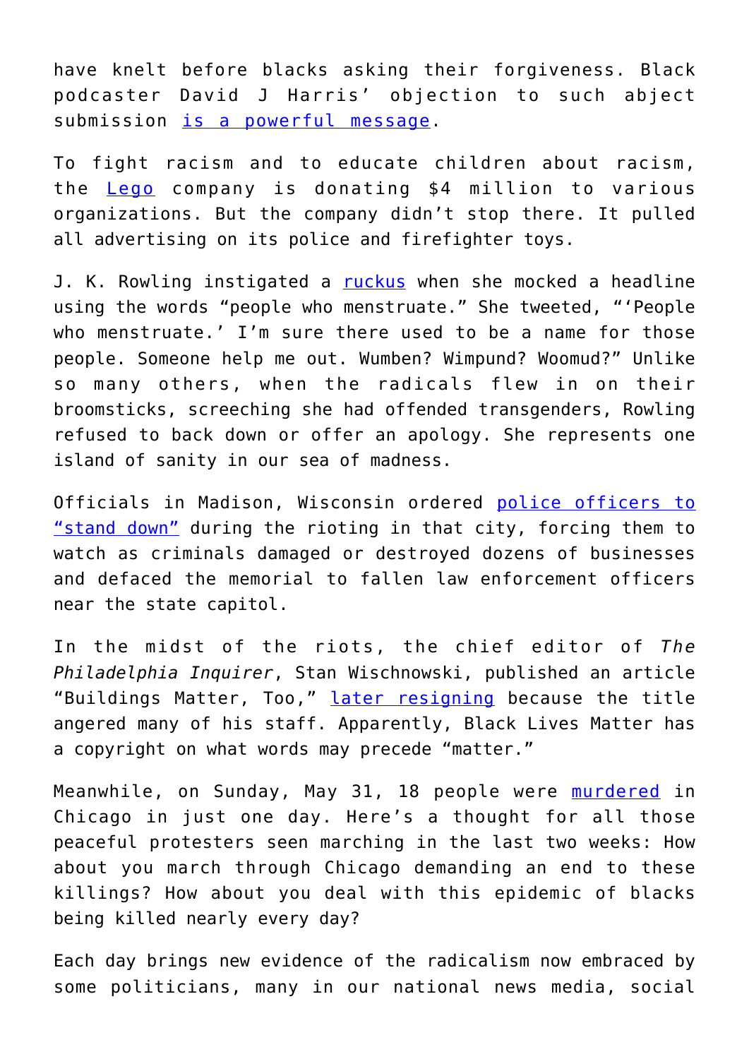have knelt before blacks asking their forgiveness. Black podcaster David J Harris' objection to such abject submission [is a powerful message](#).

To fight racism and to educate children about racism, the [Lego](#) company is donating $4 million to various organizations. But the company didn't stop there. It pulled all advertising on its police and firefighter toys.

J. K. Rowling instigated a [ruckus](#) when she mocked a headline using the words "people who menstruate." She tweeted, "'People who menstruate.' I'm sure there used to be a name for those people. Someone help me out. Wumben? Wimpund? Woomud?" Unlike so many others, when the radicals flew in on their broomsticks, screeching she had offended transgenders, Rowling refused to back down or offer an apology. She represents one island of sanity in our sea of madness.

Officials in Madison, Wisconsin ordered [police officers to "stand down"](#) during the rioting in that city, forcing them to watch as criminals damaged or destroyed dozens of businesses and defaced the memorial to fallen law enforcement officers near the state capitol.

In the midst of the riots, the chief editor of *The Philadelphia Inquirer*, Stan Wischnowski, published an article "Buildings Matter, Too," [later resigning](#) because the title angered many of his staff. Apparently, Black Lives Matter has a copyright on what words may precede "matter."

Meanwhile, on Sunday, May 31, 18 people were [murdered](#) in Chicago in just one day. Here's a thought for all those peaceful protesters seen marching in the last two weeks: How about you march through Chicago demanding an end to these killings? How about you deal with this epidemic of blacks being killed nearly every day?

Each day brings new evidence of the radicalism now embraced by some politicians, many in our national news media, social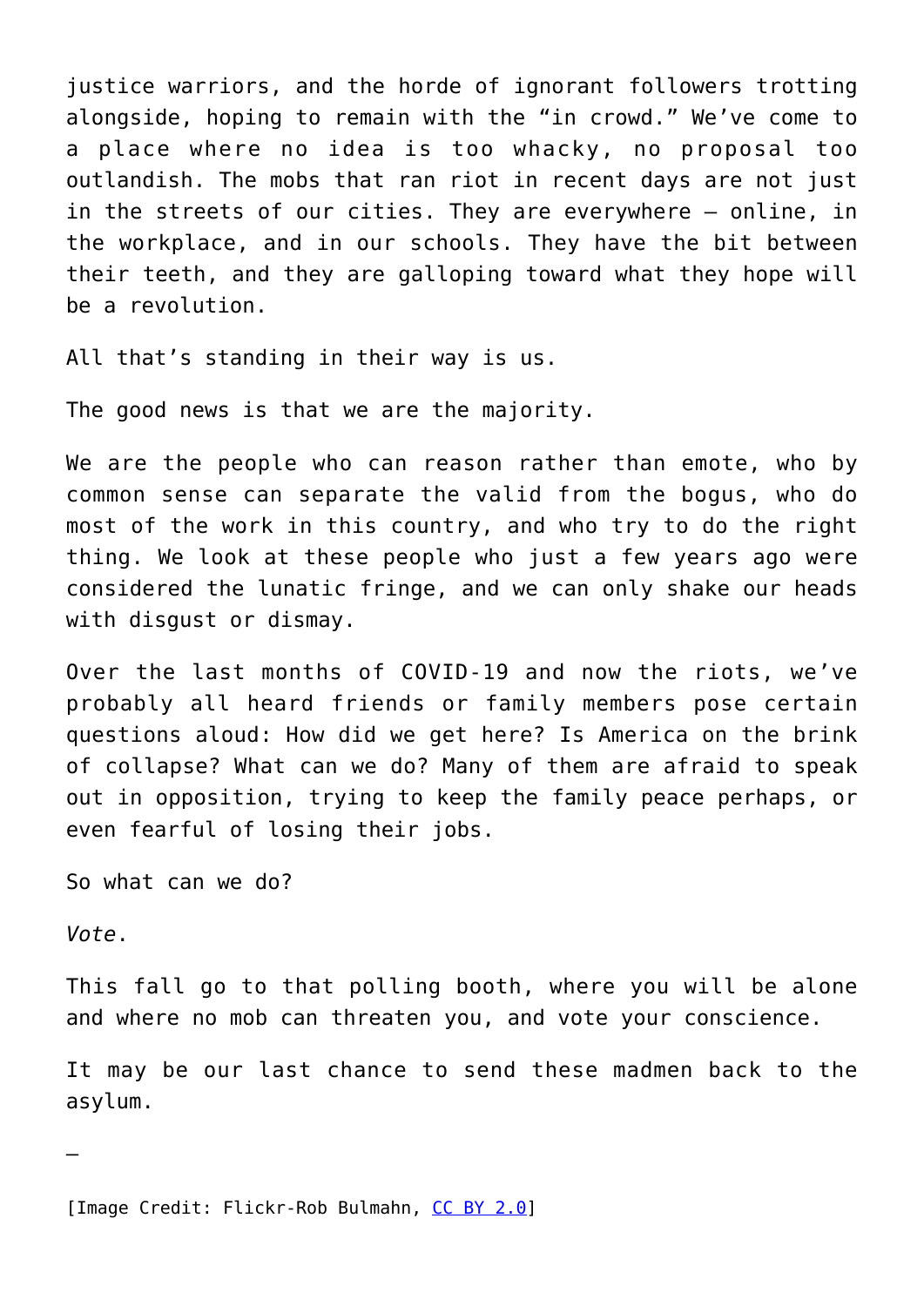justice warriors, and the horde of ignorant followers trotting alongside, hoping to remain with the "in crowd." We've come to a place where no idea is too whacky, no proposal too outlandish. The mobs that ran riot in recent days are not just in the streets of our cities. They are everywhere – online, in the workplace, and in our schools. They have the bit between their teeth, and they are galloping toward what they hope will be a revolution.

All that's standing in their way is us.

The good news is that we are the majority.

We are the people who can reason rather than emote, who by common sense can separate the valid from the bogus, who do most of the work in this country, and who try to do the right thing. We look at these people who just a few years ago were considered the lunatic fringe, and we can only shake our heads with disgust or dismay.

Over the last months of COVID-19 and now the riots, we've probably all heard friends or family members pose certain questions aloud: How did we get here? Is America on the brink of collapse? What can we do? Many of them are afraid to speak out in opposition, trying to keep the family peace perhaps, or even fearful of losing their jobs.

So what can we do?

*Vote*.

This fall go to that polling booth, where you will be alone and where no mob can threaten you, and vote your conscience.

It may be our last chance to send these madmen back to the asylum.

—

[Image Credit: Flickr-Rob Bulmahn, CC BY 2.0]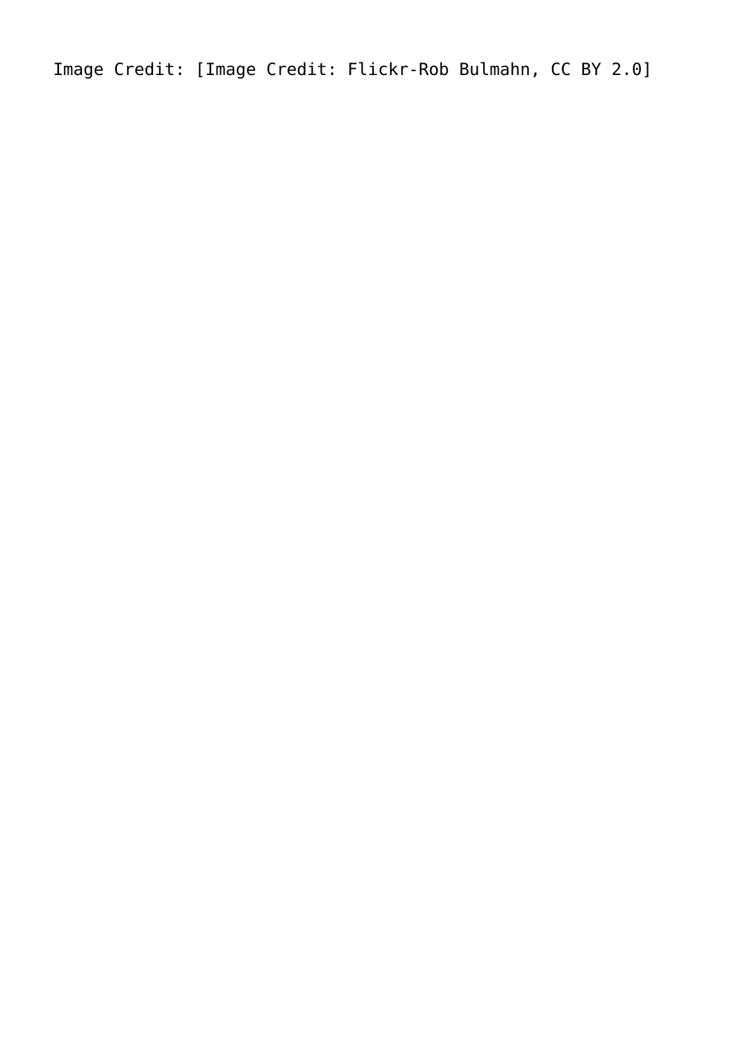Image Credit: [Image Credit: Flickr-Rob Bulmahn, CC BY 2.0]